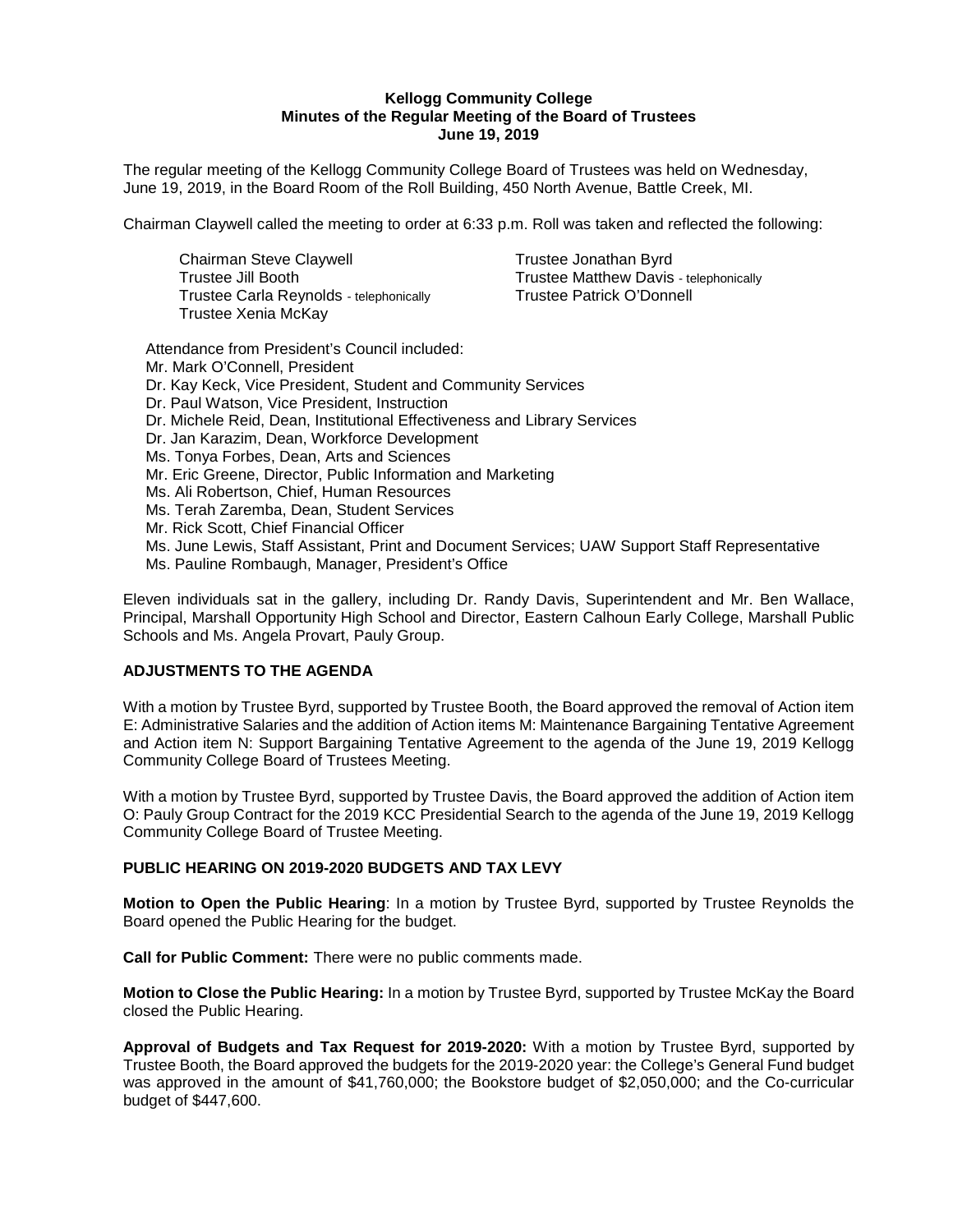**Kellogg Community College**
**Minutes of the Regular Meeting of the Board of Trustees**
**June 19, 2019**

The regular meeting of the Kellogg Community College Board of Trustees was held on Wednesday, June 19, 2019, in the Board Room of the Roll Building, 450 North Avenue, Battle Creek, MI.

Chairman Claywell called the meeting to order at 6:33 p.m. Roll was taken and reflected the following:

Chairman Steve Claywell
Trustee Jill Booth
Trustee Carla Reynolds - telephonically
Trustee Xenia McKay
Trustee Jonathan Byrd
Trustee Matthew Davis - telephonically
Trustee Patrick O'Donnell

Attendance from President's Council included:
Mr. Mark O'Connell, President
Dr. Kay Keck, Vice President, Student and Community Services
Dr. Paul Watson, Vice President, Instruction
Dr. Michele Reid, Dean, Institutional Effectiveness and Library Services
Dr. Jan Karazim, Dean, Workforce Development
Ms. Tonya Forbes, Dean, Arts and Sciences
Mr. Eric Greene, Director, Public Information and Marketing
Ms. Ali Robertson, Chief, Human Resources
Ms. Terah Zaremba, Dean, Student Services
Mr. Rick Scott, Chief Financial Officer
Ms. June Lewis, Staff Assistant, Print and Document Services; UAW Support Staff Representative
Ms. Pauline Rombaugh, Manager, President's Office

Eleven individuals sat in the gallery, including Dr. Randy Davis, Superintendent and Mr. Ben Wallace, Principal, Marshall Opportunity High School and Director, Eastern Calhoun Early College, Marshall Public Schools and Ms. Angela Provart, Pauly Group.

**ADJUSTMENTS TO THE AGENDA**

With a motion by Trustee Byrd, supported by Trustee Booth, the Board approved the removal of Action item E: Administrative Salaries and the addition of Action items M: Maintenance Bargaining Tentative Agreement and Action item N: Support Bargaining Tentative Agreement to the agenda of the June 19, 2019 Kellogg Community College Board of Trustees Meeting.

With a motion by Trustee Byrd, supported by Trustee Davis, the Board approved the addition of Action item O: Pauly Group Contract for the 2019 KCC Presidential Search to the agenda of the June 19, 2019 Kellogg Community College Board of Trustee Meeting.

**PUBLIC HEARING ON 2019-2020 BUDGETS AND TAX LEVY**

**Motion to Open the Public Hearing**: In a motion by Trustee Byrd, supported by Trustee Reynolds the Board opened the Public Hearing for the budget.

**Call for Public Comment:** There were no public comments made.

**Motion to Close the Public Hearing:** In a motion by Trustee Byrd, supported by Trustee McKay the Board closed the Public Hearing.

**Approval of Budgets and Tax Request for 2019-2020:** With a motion by Trustee Byrd, supported by Trustee Booth, the Board approved the budgets for the 2019-2020 year: the College's General Fund budget was approved in the amount of $41,760,000; the Bookstore budget of $2,050,000; and the Co-curricular budget of $447,600.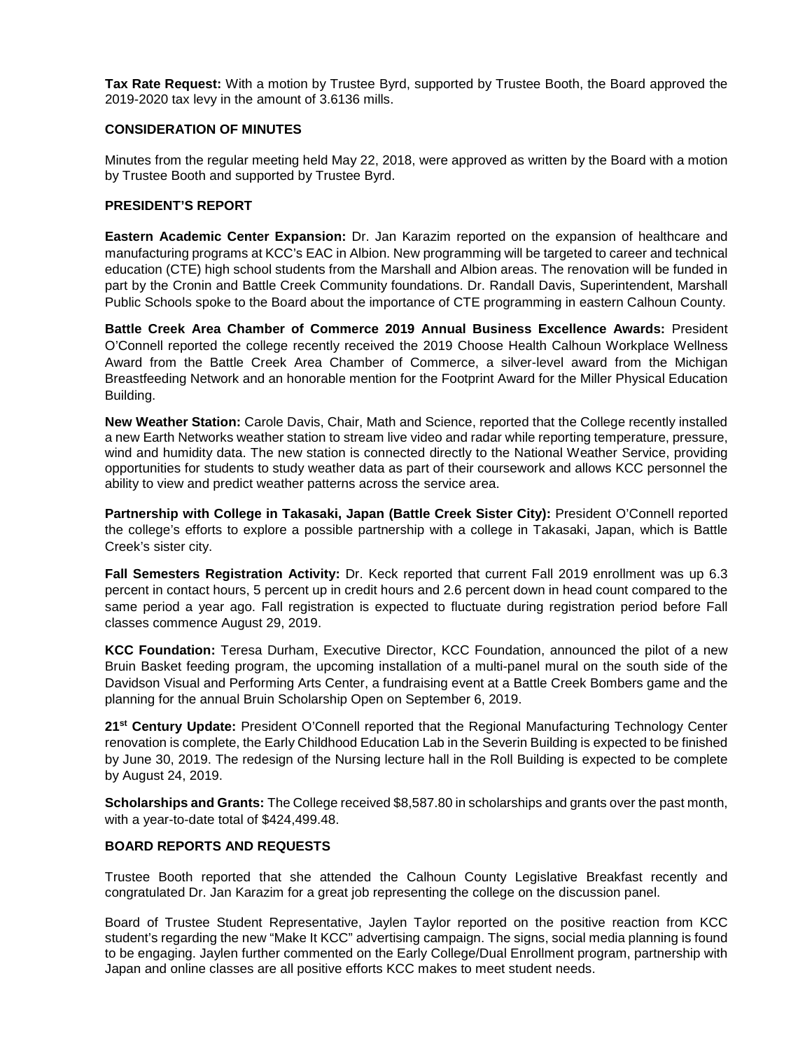**Tax Rate Request:** With a motion by Trustee Byrd, supported by Trustee Booth, the Board approved the 2019-2020 tax levy in the amount of 3.6136 mills.

**CONSIDERATION OF MINUTES**

Minutes from the regular meeting held May 22, 2018, were approved as written by the Board with a motion by Trustee Booth and supported by Trustee Byrd.

**PRESIDENT'S REPORT**

**Eastern Academic Center Expansion:** Dr. Jan Karazim reported on the expansion of healthcare and manufacturing programs at KCC's EAC in Albion. New programming will be targeted to career and technical education (CTE) high school students from the Marshall and Albion areas. The renovation will be funded in part by the Cronin and Battle Creek Community foundations. Dr. Randall Davis, Superintendent, Marshall Public Schools spoke to the Board about the importance of CTE programming in eastern Calhoun County.

**Battle Creek Area Chamber of Commerce 2019 Annual Business Excellence Awards:** President O'Connell reported the college recently received the 2019 Choose Health Calhoun Workplace Wellness Award from the Battle Creek Area Chamber of Commerce, a silver-level award from the Michigan Breastfeeding Network and an honorable mention for the Footprint Award for the Miller Physical Education Building.

**New Weather Station:** Carole Davis, Chair, Math and Science, reported that the College recently installed a new Earth Networks weather station to stream live video and radar while reporting temperature, pressure, wind and humidity data. The new station is connected directly to the National Weather Service, providing opportunities for students to study weather data as part of their coursework and allows KCC personnel the ability to view and predict weather patterns across the service area.

**Partnership with College in Takasaki, Japan (Battle Creek Sister City):** President O'Connell reported the college's efforts to explore a possible partnership with a college in Takasaki, Japan, which is Battle Creek's sister city.

**Fall Semesters Registration Activity:** Dr. Keck reported that current Fall 2019 enrollment was up 6.3 percent in contact hours, 5 percent up in credit hours and 2.6 percent down in head count compared to the same period a year ago. Fall registration is expected to fluctuate during registration period before Fall classes commence August 29, 2019.

**KCC Foundation:** Teresa Durham, Executive Director, KCC Foundation, announced the pilot of a new Bruin Basket feeding program, the upcoming installation of a multi-panel mural on the south side of the Davidson Visual and Performing Arts Center, a fundraising event at a Battle Creek Bombers game and the planning for the annual Bruin Scholarship Open on September 6, 2019.

**21st Century Update:** President O'Connell reported that the Regional Manufacturing Technology Center renovation is complete, the Early Childhood Education Lab in the Severin Building is expected to be finished by June 30, 2019. The redesign of the Nursing lecture hall in the Roll Building is expected to be complete by August 24, 2019.

**Scholarships and Grants:** The College received $8,587.80 in scholarships and grants over the past month, with a year-to-date total of $424,499.48.

**BOARD REPORTS AND REQUESTS**

Trustee Booth reported that she attended the Calhoun County Legislative Breakfast recently and congratulated Dr. Jan Karazim for a great job representing the college on the discussion panel.

Board of Trustee Student Representative, Jaylen Taylor reported on the positive reaction from KCC student's regarding the new "Make It KCC" advertising campaign. The signs, social media planning is found to be engaging. Jaylen further commented on the Early College/Dual Enrollment program, partnership with Japan and online classes are all positive efforts KCC makes to meet student needs.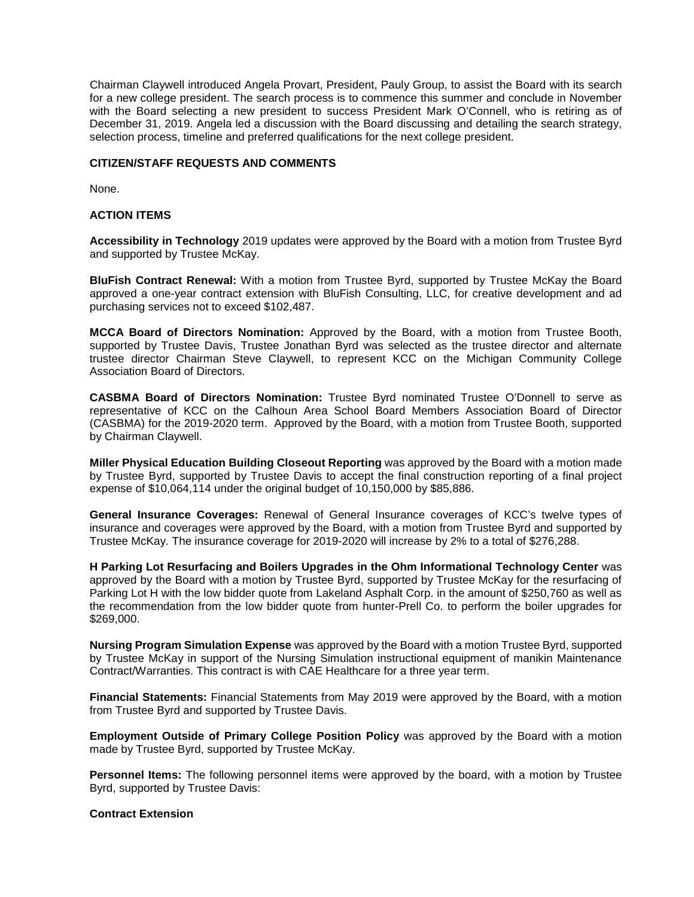Chairman Claywell introduced Angela Provart, President, Pauly Group, to assist the Board with its search for a new college president. The search process is to commence this summer and conclude in November with the Board selecting a new president to success President Mark O'Connell, who is retiring as of December 31, 2019. Angela led a discussion with the Board discussing and detailing the search strategy, selection process, timeline and preferred qualifications for the next college president.

**CITIZEN/STAFF REQUESTS AND COMMENTS**

None.

**ACTION ITEMS**

**Accessibility in Technology** 2019 updates were approved by the Board with a motion from Trustee Byrd and supported by Trustee McKay.

**BluFish Contract Renewal:** With a motion from Trustee Byrd, supported by Trustee McKay the Board approved a one-year contract extension with BluFish Consulting, LLC, for creative development and ad purchasing services not to exceed $102,487.

**MCCA Board of Directors Nomination:** Approved by the Board, with a motion from Trustee Booth, supported by Trustee Davis, Trustee Jonathan Byrd was selected as the trustee director and alternate trustee director Chairman Steve Claywell, to represent KCC on the Michigan Community College Association Board of Directors.

**CASBMA Board of Directors Nomination:** Trustee Byrd nominated Trustee O'Donnell to serve as representative of KCC on the Calhoun Area School Board Members Association Board of Director (CASBMA) for the 2019-2020 term. Approved by the Board, with a motion from Trustee Booth, supported by Chairman Claywell.

**Miller Physical Education Building Closeout Reporting** was approved by the Board with a motion made by Trustee Byrd, supported by Trustee Davis to accept the final construction reporting of a final project expense of $10,064,114 under the original budget of 10,150,000 by $85,886.

**General Insurance Coverages:** Renewal of General Insurance coverages of KCC's twelve types of insurance and coverages were approved by the Board, with a motion from Trustee Byrd and supported by Trustee McKay. The insurance coverage for 2019-2020 will increase by 2% to a total of $276,288.

**H Parking Lot Resurfacing and Boilers Upgrades in the Ohm Informational Technology Center** was approved by the Board with a motion by Trustee Byrd, supported by Trustee McKay for the resurfacing of Parking Lot H with the low bidder quote from Lakeland Asphalt Corp. in the amount of $250,760 as well as the recommendation from the low bidder quote from hunter-Prell Co. to perform the boiler upgrades for $269,000.

**Nursing Program Simulation Expense** was approved by the Board with a motion Trustee Byrd, supported by Trustee McKay in support of the Nursing Simulation instructional equipment of manikin Maintenance Contract/Warranties. This contract is with CAE Healthcare for a three year term.

**Financial Statements:** Financial Statements from May 2019 were approved by the Board, with a motion from Trustee Byrd and supported by Trustee Davis.

**Employment Outside of Primary College Position Policy** was approved by the Board with a motion made by Trustee Byrd, supported by Trustee McKay.

**Personnel Items:** The following personnel items were approved by the board, with a motion by Trustee Byrd, supported by Trustee Davis:

**Contract Extension**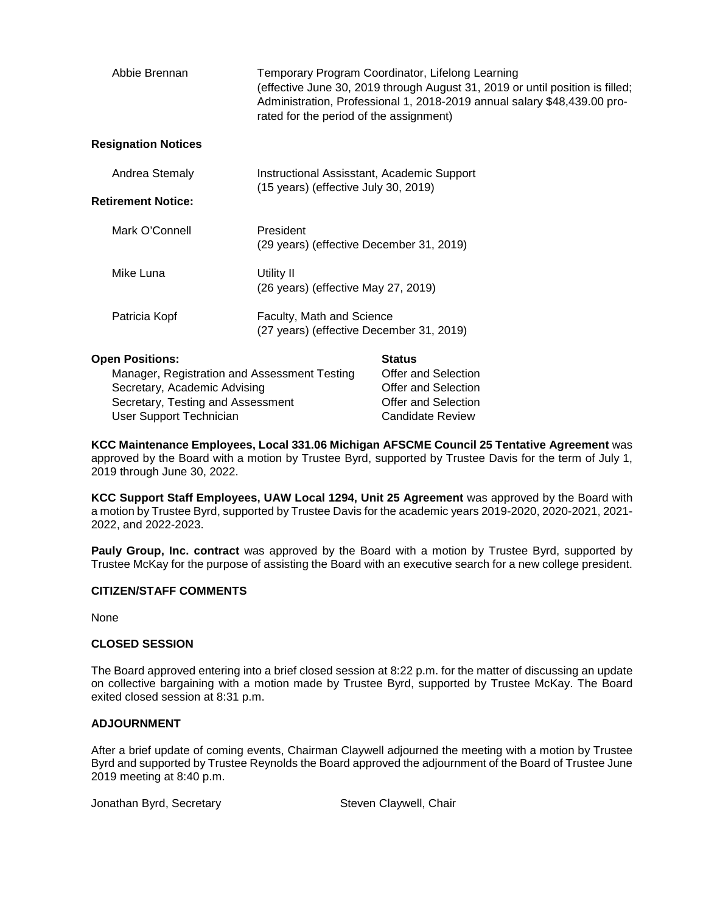| | |
|---|---|
| Abbie Brennan | Temporary Program Coordinator, Lifelong Learning (effective June 30, 2019 through August 31, 2019 or until position is filled; Administration, Professional 1, 2018-2019 annual salary $48,439.00 pro-rated for the period of the assignment) |

**Resignation Notices**

| | |
|---|---|
| Andrea Stemaly | Instructional Assisstant, Academic Support (15 years) (effective July 30, 2019) |

**Retirement Notice:**

| | |
|---|---|
| Mark O'Connell | President (29 years) (effective December 31, 2019) |
| Mike Luna | Utility II (26 years) (effective May 27, 2019) |
| Patricia Kopf | Faculty, Math and Science (27 years) (effective December 31, 2019) |

| **Open Positions:** | **Status** |
|---|---|
| Manager, Registration and Assessment Testing | Offer and Selection |
| Secretary, Academic Advising | Offer and Selection |
| Secretary, Testing and Assessment | Offer and Selection |
| User Support Technician | Candidate Review |

**KCC Maintenance Employees, Local 331.06 Michigan AFSCME Council 25 Tentative Agreement** was approved by the Board with a motion by Trustee Byrd, supported by Trustee Davis for the term of July 1, 2019 through June 30, 2022.

**KCC Support Staff Employees, UAW Local 1294, Unit 25 Agreement** was approved by the Board with a motion by Trustee Byrd, supported by Trustee Davis for the academic years 2019-2020, 2020-2021, 2021-2022, and 2022-2023.

**Pauly Group, Inc. contract** was approved by the Board with a motion by Trustee Byrd, supported by Trustee McKay for the purpose of assisting the Board with an executive search for a new college president.

## CITIZEN/STAFF COMMENTS

None

## CLOSED SESSION

The Board approved entering into a brief closed session at 8:22 p.m. for the matter of discussing an update on collective bargaining with a motion made by Trustee Byrd, supported by Trustee McKay. The Board exited closed session at 8:31 p.m.

## ADJOURNMENT

After a brief update of coming events, Chairman Claywell adjourned the meeting with a motion by Trustee Byrd and supported by Trustee Reynolds the Board approved the adjournment of the Board of Trustee June 2019 meeting at 8:40 p.m.

Jonathan Byrd, Secretary

Steven Claywell, Chair